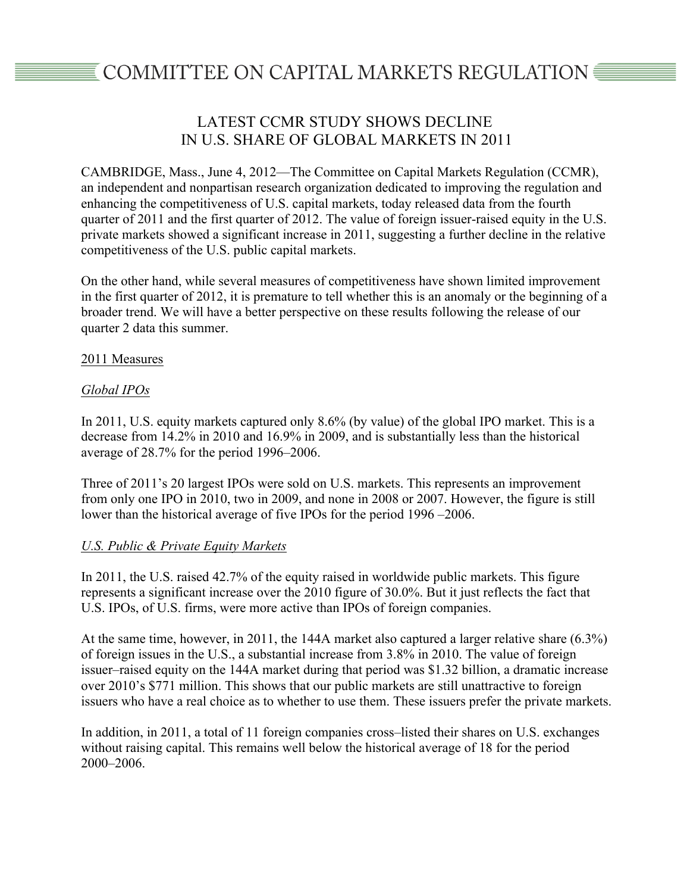# COMMITTEE ON CAPITAL MARKETS REGULATION

## LATEST CCMR STUDY SHOWS DECLINE IN U.S. SHARE OF GLOBAL MARKETS IN 2011

CAMBRIDGE, Mass., June 4, 2012—The Committee on Capital Markets Regulation (CCMR), an independent and nonpartisan research organization dedicated to improving the regulation and enhancing the competitiveness of U.S. capital markets, today released data from the fourth quarter of 2011 and the first quarter of 2012. The value of foreign issuer-raised equity in the U.S. private markets showed a significant increase in 2011, suggesting a further decline in the relative competitiveness of the U.S. public capital markets.

On the other hand, while several measures of competitiveness have shown limited improvement in the first quarter of 2012, it is premature to tell whether this is an anomaly or the beginning of a broader trend. We will have a better perspective on these results following the release of our quarter 2 data this summer.

<u>2011 Measures</u>

*<u>Global IPOs</u>*

In 2011, U.S. equity markets captured only 8.6% (by value) of the global IPO market. This is a decrease from 14.2% in 2010 and 16.9% in 2009, and is substantially less than the historical average of 28.7% for the period 1996–2006.

Three of 2011's 20 largest IPOs were sold on U.S. markets. This represents an improvement from only one IPO in 2010, two in 2009, and none in 2008 or 2007. However, the figure is still lower than the historical average of five IPOs for the period 1996 –2006.

*<u>U.S. Public & Private Equity Markets</u>*

In 2011, the U.S. raised 42.7% of the equity raised in worldwide public markets. This figure represents a significant increase over the 2010 figure of 30.0%. But it just reflects the fact that U.S. IPOs, of U.S. firms, were more active than IPOs of foreign companies.

At the same time, however, in 2011, the 144A market also captured a larger relative share (6.3%) of foreign issues in the U.S., a substantial increase from 3.8% in 2010. The value of foreign issuer–raised equity on the 144A market during that period was $1.32 billion, a dramatic increase over 2010's $771 million. This shows that our public markets are still unattractive to foreign issuers who have a real choice as to whether to use them. These issuers prefer the private markets.

In addition, in 2011, a total of 11 foreign companies cross–listed their shares on U.S. exchanges without raising capital. This remains well below the historical average of 18 for the period 2000–2006.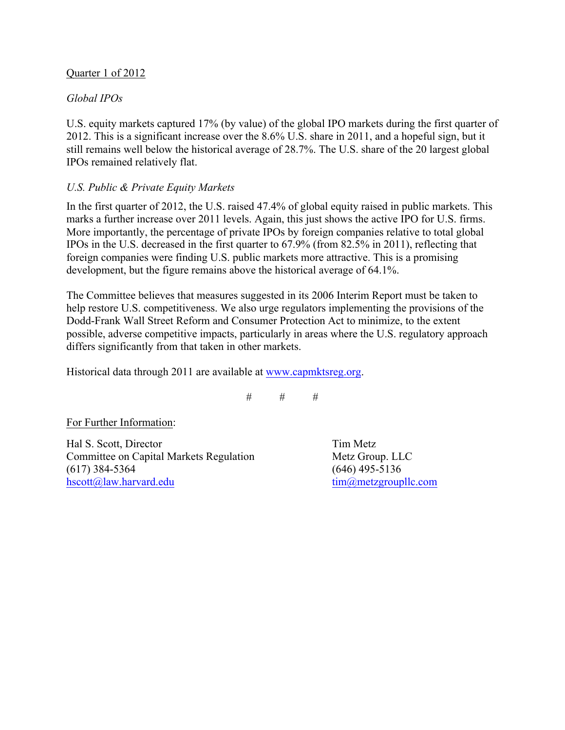Quarter 1 of 2012

*Global IPOs*

U.S. equity markets captured 17% (by value) of the global IPO markets during the first quarter of 2012. This is a significant increase over the 8.6% U.S. share in 2011, and a hopeful sign, but it still remains well below the historical average of 28.7%. The U.S. share of the 20 largest global IPOs remained relatively flat.

*U.S. Public & Private Equity Markets*

In the first quarter of 2012, the U.S. raised 47.4% of global equity raised in public markets. This marks a further increase over 2011 levels. Again, this just shows the active IPO for U.S. firms. More importantly, the percentage of private IPOs by foreign companies relative to total global IPOs in the U.S. decreased in the first quarter to 67.9% (from 82.5% in 2011), reflecting that foreign companies were finding U.S. public markets more attractive. This is a promising development, but the figure remains above the historical average of 64.1%.

The Committee believes that measures suggested in its 2006 Interim Report must be taken to help restore U.S. competitiveness. We also urge regulators implementing the provisions of the Dodd-Frank Wall Street Reform and Consumer Protection Act to minimize, to the extent possible, adverse competitive impacts, particularly in areas where the U.S. regulatory approach differs significantly from that taken in other markets.

Historical data through 2011 are available at www.capmktsreg.org.

# # #

For Further Information:

Hal S. Scott, Director
Committee on Capital Markets Regulation
(617) 384-5364
hscott@law.harvard.edu

Tim Metz
Metz Group. LLC
(646) 495-5136
tim@metzgroupllc.com